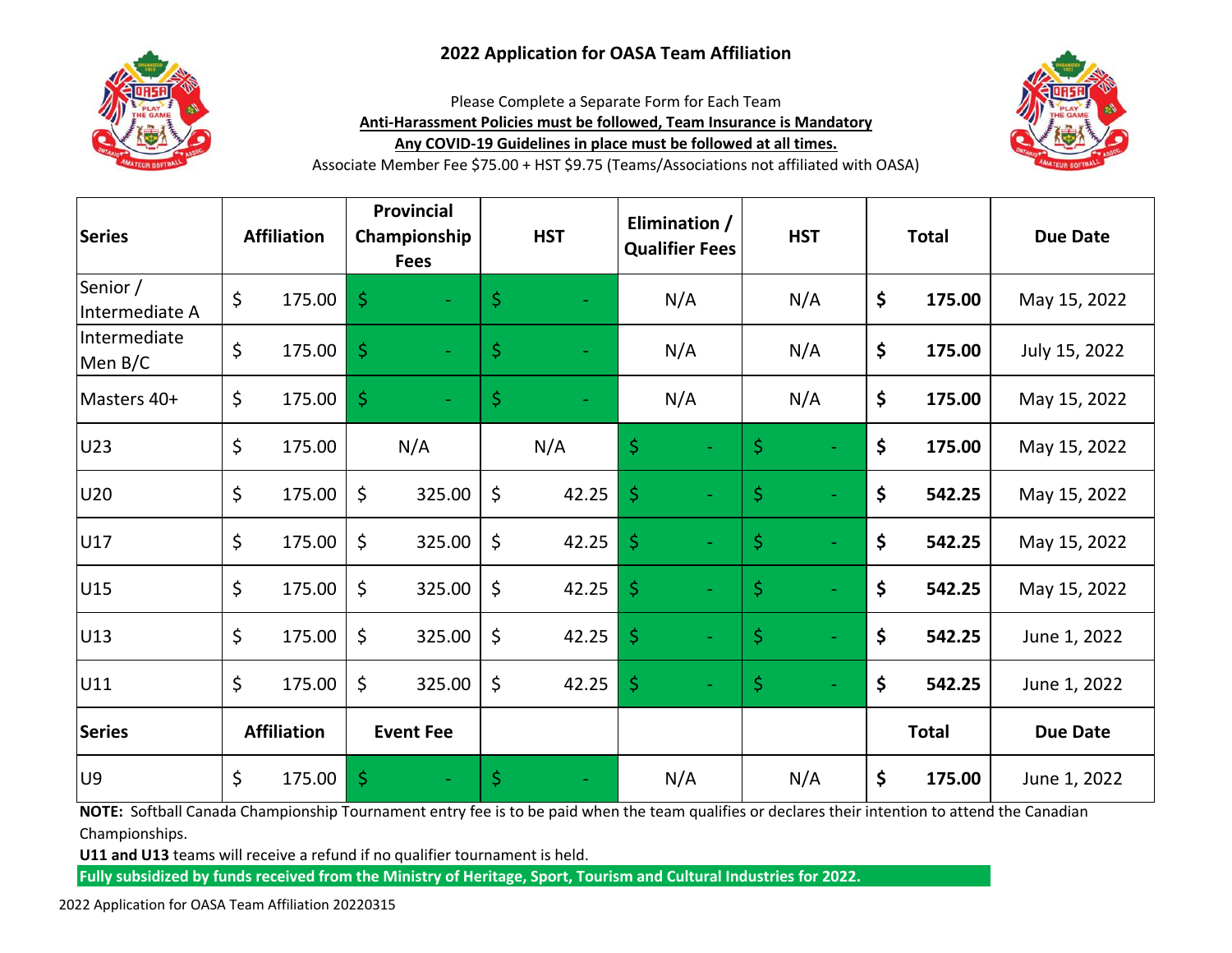# 2022 Application for OASA Team Affiliation

Please Complete a Separate Form for Each Team

**Anti-Harassment Policies must be followed, Team Insurance is Mandatory**

**Any COVID-19 Guidelines in place must be followed at all times.**

Associate Member Fee $75.00 + HST $9.75 (Teams/Associations not affiliated with OASA)

| Series | Affiliation | Provincial Championship Fees | HST | Elimination / Qualifier Fees | HST | Total | Due Date |
|---|---|---|---|---|---|---|---|
| Senior / Intermediate A | $ 175.00 | $ - | $ - | N/A | N/A | **$ 175.00** | May 15, 2022 |
| Intermediate Men B/C | $ 175.00 | $ - | $ - | N/A | N/A | **$ 175.00** | July 15, 2022 |
| Masters 40+ | $ 175.00 | $ - | $ - | N/A | N/A | **$ 175.00** | May 15, 2022 |
| U23 | $ 175.00 | N/A | N/A | $ - | $ - | **$ 175.00** | May 15, 2022 |
| U20 | $ 175.00 | $ 325.00 | $ 42.25 | $ - | $ - | **$ 542.25** | May 15, 2022 |
| U17 | $ 175.00 | $ 325.00 | $ 42.25 | $ - | $ - | **$ 542.25** | May 15, 2022 |
| U15 | $ 175.00 | $ 325.00 | $ 42.25 | $ - | $ - | **$ 542.25** | May 15, 2022 |
| U13 | $ 175.00 | $ 325.00 | $ 42.25 | $ - | $ - | **$ 542.25** | June 1, 2022 |
| U11 | $ 175.00 | $ 325.00 | $ 42.25 | $ - | $ - | **$ 542.25** | June 1, 2022 |
| **Series** | **Affiliation** | **Event Fee** | | | | **Total** | **Due Date** |
| U9 | $ 175.00 | $ - | $ - | N/A | N/A | **$ 175.00** | June 1, 2022 |

**NOTE:** Softball Canada Championship Tournament entry fee is to be paid when the team qualifies or declares their intention to attend the Canadian Championships.

**U11 and U13** teams will receive a refund if no qualifier tournament is held.

**Fully subsidized by funds received from the Ministry of Heritage, Sport, Tourism and Cultural Industries for 2022.**

2022 Application for OASA Team Affiliation 20220315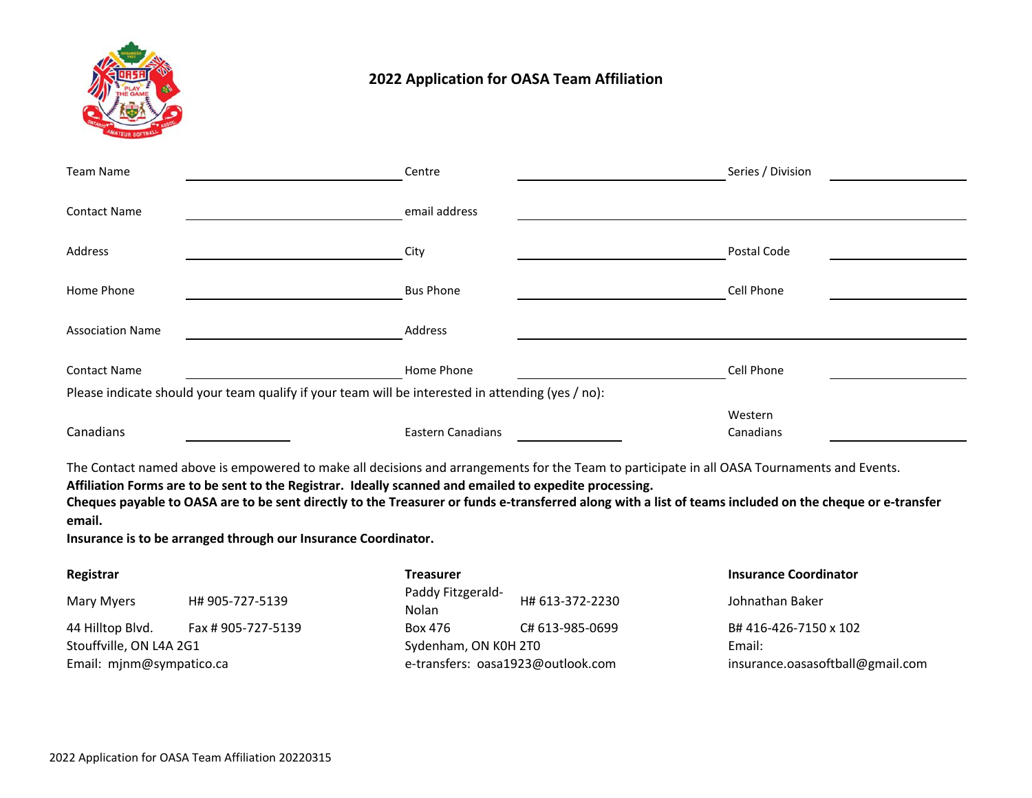# 2022 Application for OASA Team Affiliation

| | | | | | |
|---|---|---|---|---|---|
| Team Name | | Centre | | Series / Division | |
| Contact Name | | email address | | | |
| Address | | City | | Postal Code | |
| Home Phone | | Bus Phone | | Cell Phone | |
| Association Name | | Address | | | |
| Contact Name | | Home Phone | | Cell Phone | |

Please indicate should your team qualify if your team will be interested in attending (yes / no):

| | | | | | |
|---|---|---|---|---|---|
| Canadians | | Eastern Canadians | | Western Canadians | |

The Contact named above is empowered to make all decisions and arrangements for the Team to participate in all OASA Tournaments and Events.

**Affiliation Forms are to be sent to the Registrar. Ideally scanned and emailed to expedite processing.**

**Cheques payable to OASA are to be sent directly to the Treasurer or funds e-transferred along with a list of teams included on the cheque or e-transfer email.**

**Insurance is to be arranged through our Insurance Coordinator.**

**Registrar**

Mary Myers H# 905-727-5139
44 Hilltop Blvd. Fax # 905-727-5139
Stouffville, ON L4A 2G1
Email: mjnm@sympatico.ca

**Treasurer**

Paddy Fitzgerald-Nolan H# 613-372-2230
Box 476 C# 613-985-0699
Sydenham, ON K0H 2T0
e-transfers: oasa1923@outlook.com

**Insurance Coordinator**

Johnathan Baker
B# 416-426-7150 x 102
Email:
insurance.oasasoftball@gmail.com

2022 Application for OASA Team Affiliation 20220315